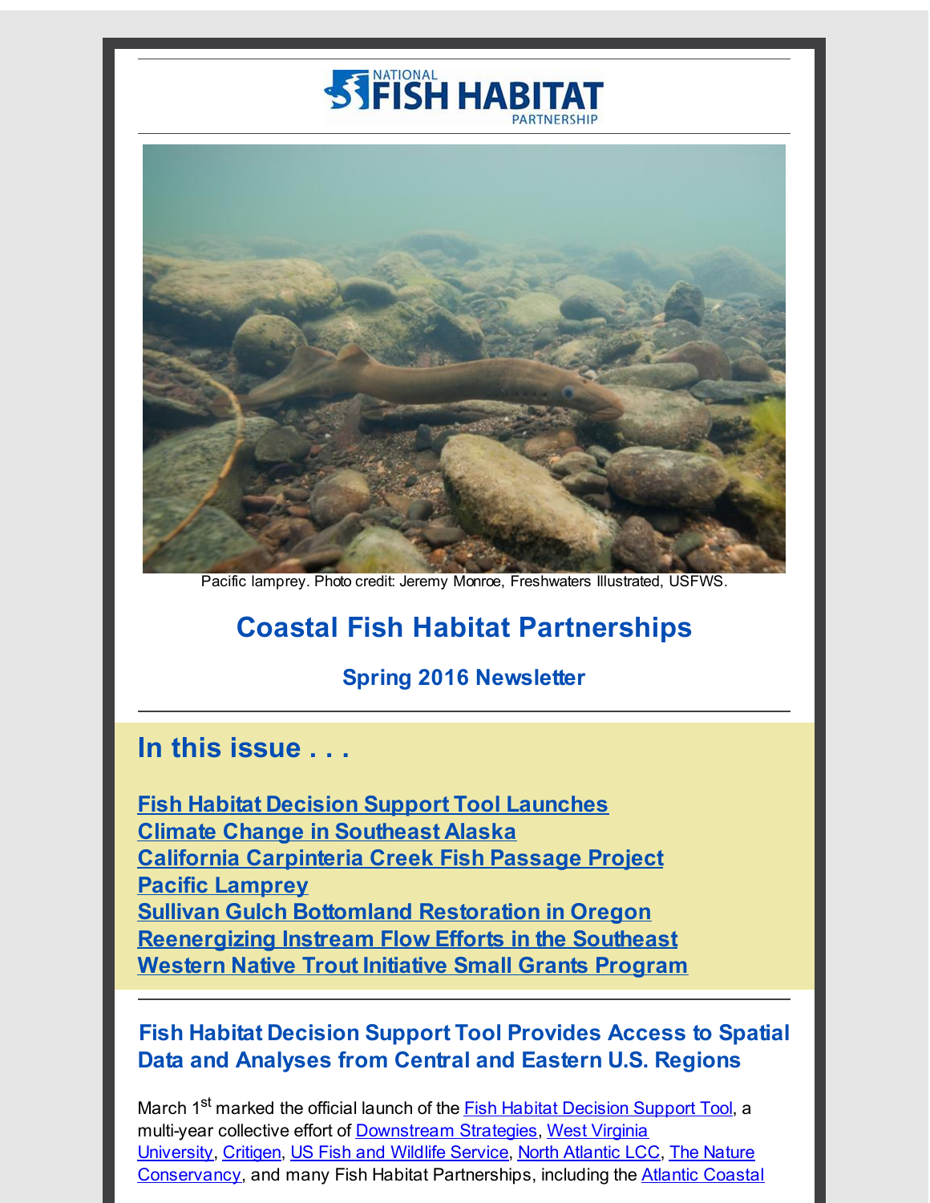Pacific lamprey. Photo credit: Jeremy Monroe, Freshwaters Illustrated, USFWS.

# Coastal Fish Habitat Partnerships

## Spring 2016 Newsletter

## In this issue . . .

**Fish Habitat Decision Support Tool Launches**
**Climate Change in Southeast Alaska**
**California Carpinteria Creek Fish Passage Project**
**Pacific Lamprey**
**Sullivan Gulch Bottomland Restoration in Oregon**
**Reenergizing Instream Flow Efforts in the Southeast**
**Western Native Trout Initiative Small Grants Program**

### Fish Habitat Decision Support Tool Provides Access to Spatial Data and Analyses from Central and Eastern U.S. Regions

March 1st marked the official launch of the Fish Habitat Decision Support Tool, a multi-year collective effort of Downstream Strategies, West Virginia University, Critigen, US Fish and Wildlife Service, North Atlantic LCC, The Nature Conservancy, and many Fish Habitat Partnerships, including the Atlantic Coastal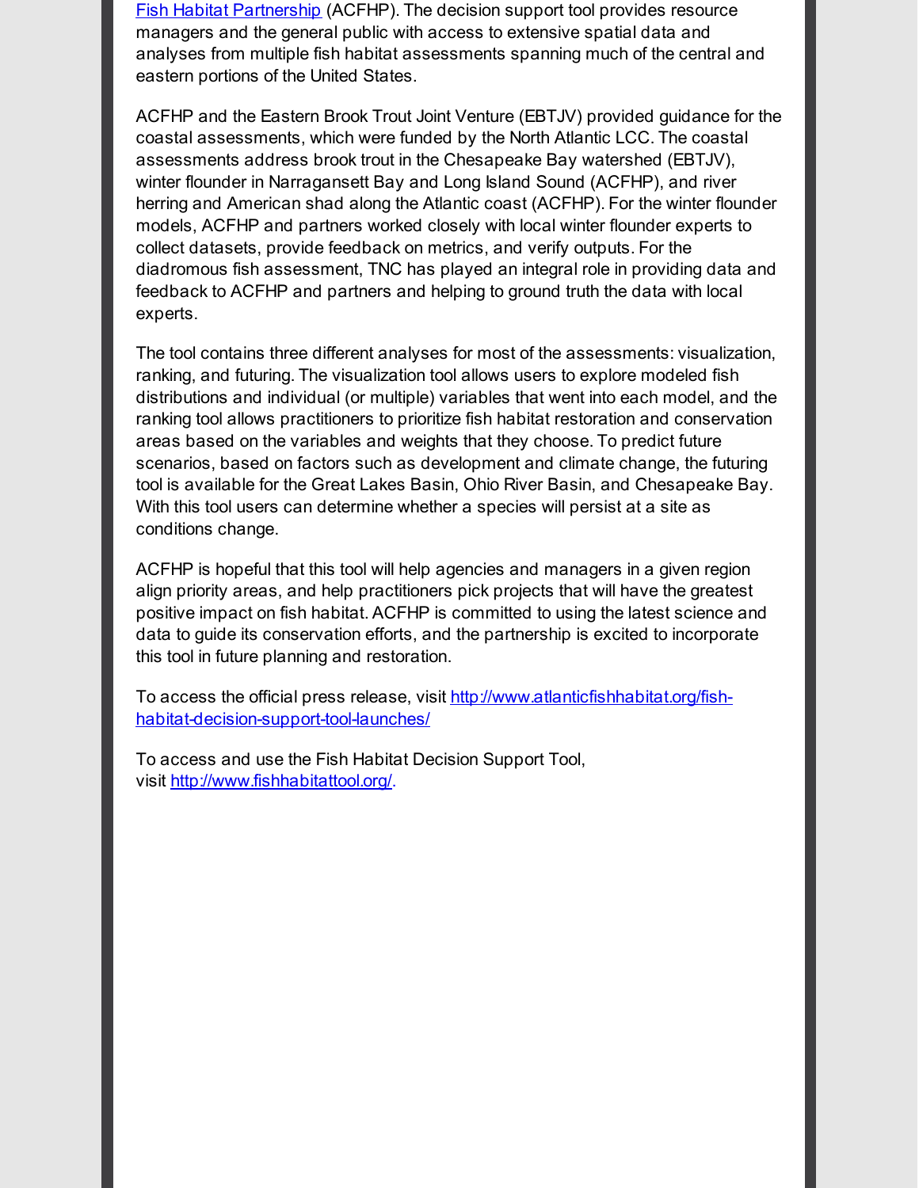[Fish Habitat Partnership](#) (ACFHP). The decision support tool provides resource managers and the general public with access to extensive spatial data and analyses from multiple fish habitat assessments spanning much of the central and eastern portions of the United States.

ACFHP and the Eastern Brook Trout Joint Venture (EBTJV) provided guidance for the coastal assessments, which were funded by the North Atlantic LCC. The coastal assessments address brook trout in the Chesapeake Bay watershed (EBTJV), winter flounder in Narragansett Bay and Long Island Sound (ACFHP), and river herring and American shad along the Atlantic coast (ACFHP). For the winter flounder models, ACFHP and partners worked closely with local winter flounder experts to collect datasets, provide feedback on metrics, and verify outputs. For the diadromous fish assessment, TNC has played an integral role in providing data and feedback to ACFHP and partners and helping to ground truth the data with local experts.

The tool contains three different analyses for most of the assessments: visualization, ranking, and futuring. The visualization tool allows users to explore modeled fish distributions and individual (or multiple) variables that went into each model, and the ranking tool allows practitioners to prioritize fish habitat restoration and conservation areas based on the variables and weights that they choose. To predict future scenarios, based on factors such as development and climate change, the futuring tool is available for the Great Lakes Basin, Ohio River Basin, and Chesapeake Bay. With this tool users can determine whether a species will persist at a site as conditions change.

ACFHP is hopeful that this tool will help agencies and managers in a given region align priority areas, and help practitioners pick projects that will have the greatest positive impact on fish habitat. ACFHP is committed to using the latest science and data to guide its conservation efforts, and the partnership is excited to incorporate this tool in future planning and restoration.

To access the official press release, visit [http://www.atlanticfishhabitat.org/fish-habitat-decision-support-tool-launches/](http://www.atlanticfishhabitat.org/fish-habitat-decision-support-tool-launches/)

To access and use the Fish Habitat Decision Support Tool, visit [http://www.fishhabitattool.org/](http://www.fishhabitattool.org/).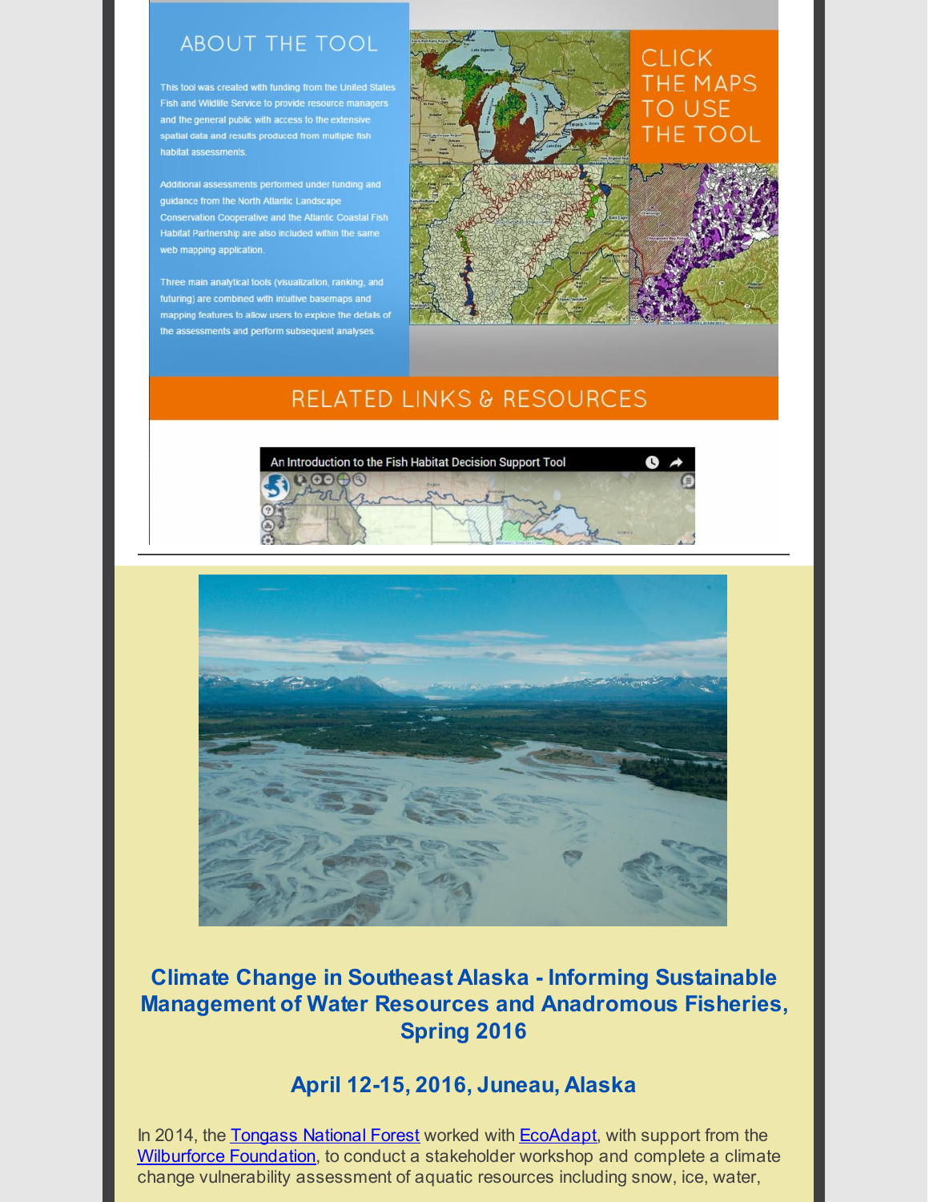## ABOUT THE TOOL

This tool was created with funding from the United States Fish and Wildlife Service to provide resource managers and the general public with access to the extensive spatial data and results produced from multiple fish habitat assessments.

Additional assessments performed under funding and guidance from the North Atlantic Landscape Conservation Cooperative and the Atlantic Coastal Fish Habitat Partnership are also included within the same web mapping application.

Three main analytical tools (visualization, ranking, and futuring) are combined with intuitive basemaps and mapping features to allow users to explore the details of the assessments and perform subsequent analyses.

CLICK THE MAPS TO USE THE TOOL

## RELATED LINKS & RESOURCES

An Introduction to the Fish Habitat Decision Support Tool

---

## Climate Change in Southeast Alaska - Informing Sustainable Management of Water Resources and Anadromous Fisheries, Spring 2016

### April 12-15, 2016, Juneau, Alaska

In 2014, the Tongass National Forest worked with EcoAdapt, with support from the Wilburforce Foundation, to conduct a stakeholder workshop and complete a climate change vulnerability assessment of aquatic resources including snow, ice, water,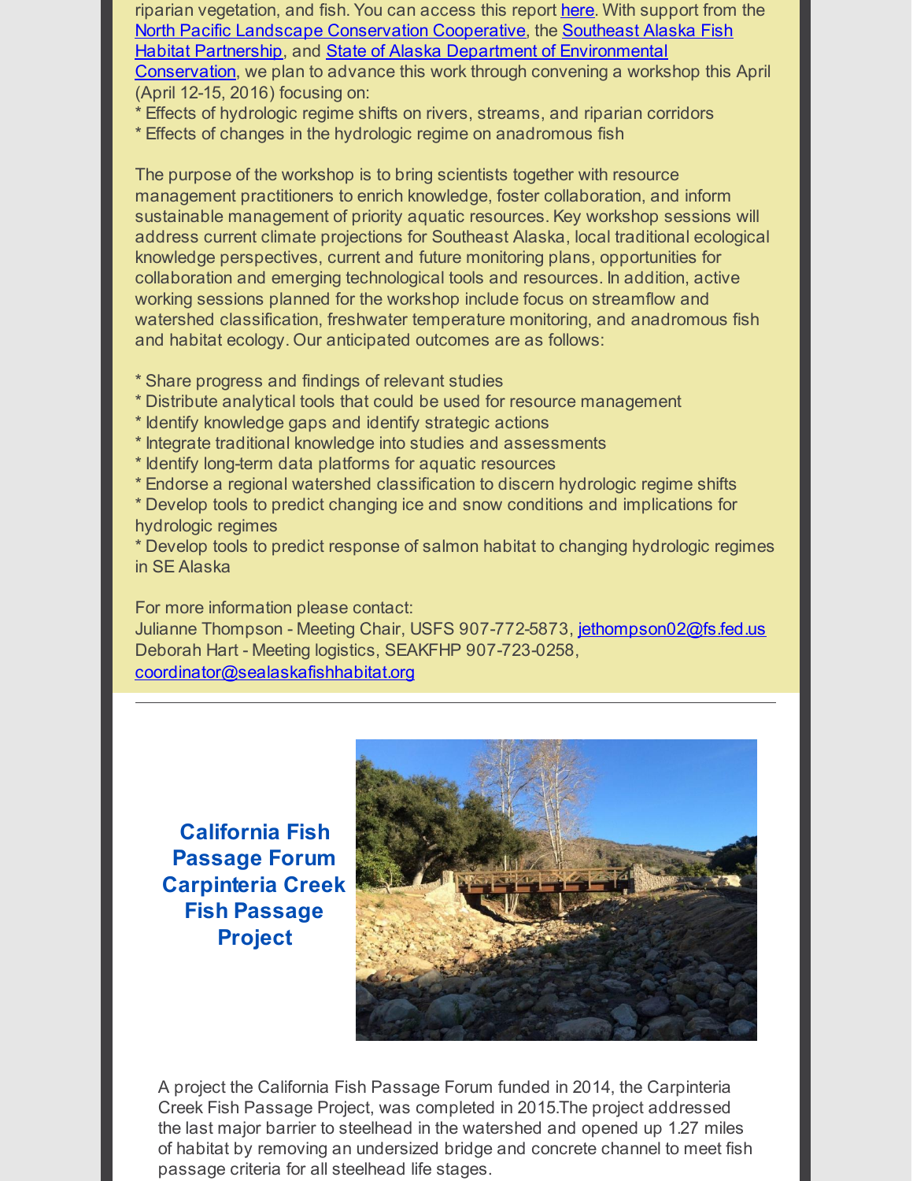riparian vegetation, and fish. You can access this report [here](). With support from the [North Pacific Landscape Conservation Cooperative](), the [Southeast Alaska Fish Habitat Partnership](), and [State of Alaska Department of Environmental Conservation](), we plan to advance this work through convening a workshop this April (April 12-15, 2016) focusing on:

* Effects of hydrologic regime shifts on rivers, streams, and riparian corridors
* Effects of changes in the hydrologic regime on anadromous fish

The purpose of the workshop is to bring scientists together with resource management practitioners to enrich knowledge, foster collaboration, and inform sustainable management of priority aquatic resources. Key workshop sessions will address current climate projections for Southeast Alaska, local traditional ecological knowledge perspectives, current and future monitoring plans, opportunities for collaboration and emerging technological tools and resources. In addition, active working sessions planned for the workshop include focus on streamflow and watershed classification, freshwater temperature monitoring, and anadromous fish and habitat ecology. Our anticipated outcomes are as follows:

* Share progress and findings of relevant studies
* Distribute analytical tools that could be used for resource management
* Identify knowledge gaps and identify strategic actions
* Integrate traditional knowledge into studies and assessments
* Identify long-term data platforms for aquatic resources
* Endorse a regional watershed classification to discern hydrologic regime shifts
* Develop tools to predict changing ice and snow conditions and implications for hydrologic regimes
* Develop tools to predict response of salmon habitat to changing hydrologic regimes in SE Alaska

For more information please contact:
Julianne Thompson - Meeting Chair, USFS 907-772-5873, jethompson02@fs.fed.us
Deborah Hart - Meeting logistics, SEAKFHP 907-723-0258, coordinator@sealaskafishhabitat.org

---

## California Fish Passage Forum Carpinteria Creek Fish Passage Project

A project the California Fish Passage Forum funded in 2014, the Carpinteria Creek Fish Passage Project, was completed in 2015.The project addressed the last major barrier to steelhead in the watershed and opened up 1.27 miles of habitat by removing an undersized bridge and concrete channel to meet fish passage criteria for all steelhead life stages.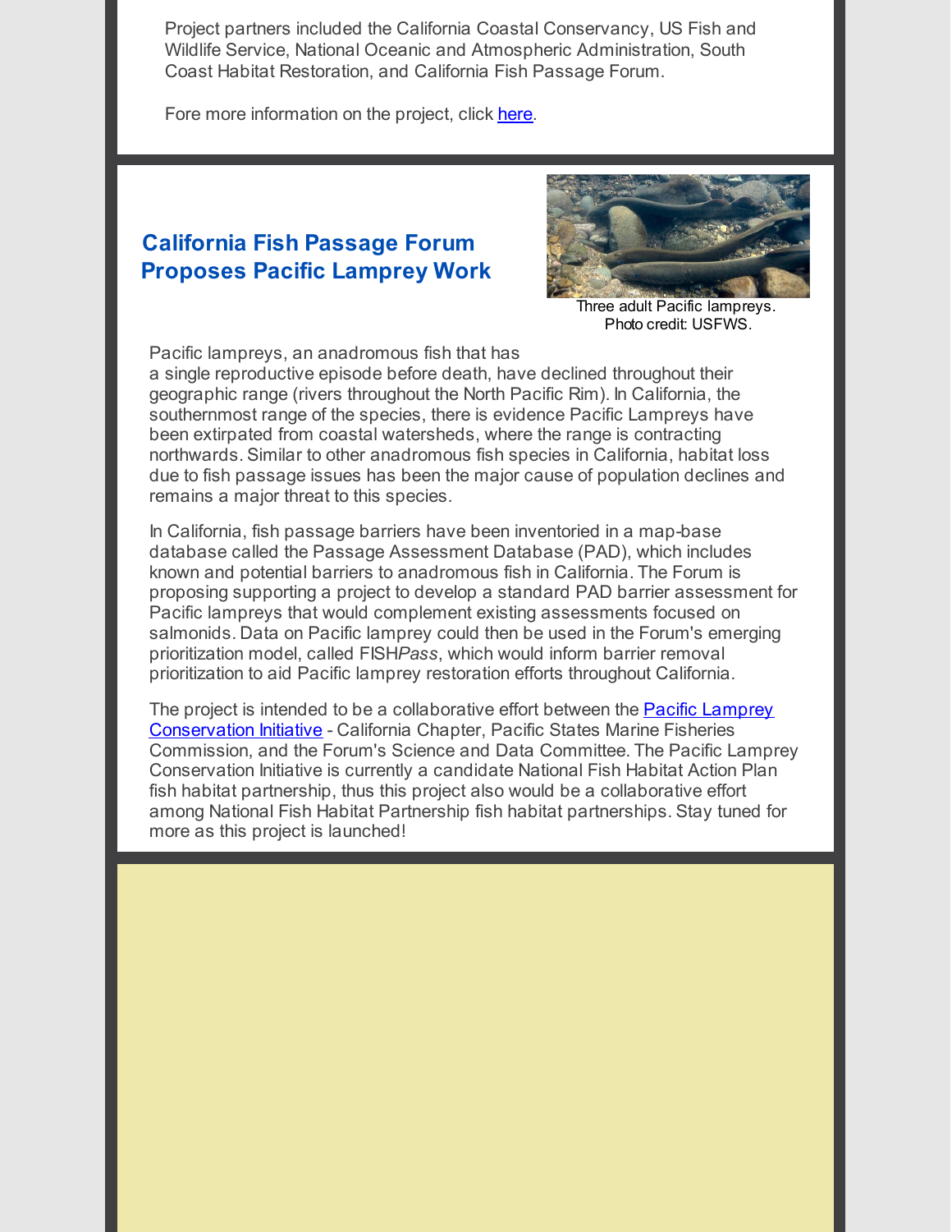Project partners included the California Coastal Conservancy, US Fish and Wildlife Service, National Oceanic and Atmospheric Administration, South Coast Habitat Restoration, and California Fish Passage Forum.

Fore more information on the project, click here.

## California Fish Passage Forum Proposes Pacific Lamprey Work

Three adult Pacific lampreys. Photo credit: USFWS.

Pacific lampreys, an anadromous fish that has a single reproductive episode before death, have declined throughout their geographic range (rivers throughout the North Pacific Rim). In California, the southernmost range of the species, there is evidence Pacific Lampreys have been extirpated from coastal watersheds, where the range is contracting northwards. Similar to other anadromous fish species in California, habitat loss due to fish passage issues has been the major cause of population declines and remains a major threat to this species.

In California, fish passage barriers have been inventoried in a map-base database called the Passage Assessment Database (PAD), which includes known and potential barriers to anadromous fish in California. The Forum is proposing supporting a project to develop a standard PAD barrier assessment for Pacific lampreys that would complement existing assessments focused on salmonids. Data on Pacific lamprey could then be used in the Forum's emerging prioritization model, called FISH*Pass*, which would inform barrier removal prioritization to aid Pacific lamprey restoration efforts throughout California.

The project is intended to be a collaborative effort between the Pacific Lamprey Conservation Initiative - California Chapter, Pacific States Marine Fisheries Commission, and the Forum's Science and Data Committee. The Pacific Lamprey Conservation Initiative is currently a candidate National Fish Habitat Action Plan fish habitat partnership, thus this project also would be a collaborative effort among National Fish Habitat Partnership fish habitat partnerships. Stay tuned for more as this project is launched!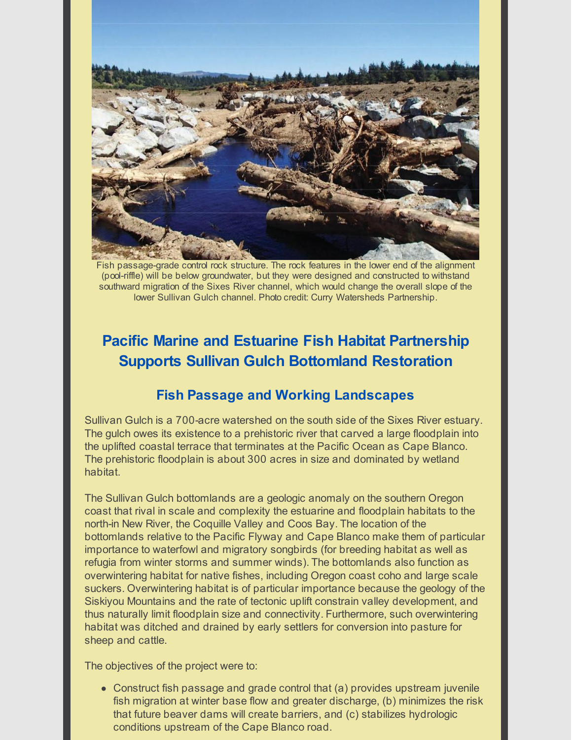Fish passage-grade control rock structure. The rock features in the lower end of the alignment (pool-riffle) will be below groundwater, but they were designed and constructed to withstand southward migration of the Sixes River channel, which would change the overall slope of the lower Sullivan Gulch channel. Photo credit: Curry Watersheds Partnership.

## Pacific Marine and Estuarine Fish Habitat Partnership Supports Sullivan Gulch Bottomland Restoration

### Fish Passage and Working Landscapes

Sullivan Gulch is a 700-acre watershed on the south side of the Sixes River estuary. The gulch owes its existence to a prehistoric river that carved a large floodplain into the uplifted coastal terrace that terminates at the Pacific Ocean as Cape Blanco. The prehistoric floodplain is about 300 acres in size and dominated by wetland habitat.

The Sullivan Gulch bottomlands are a geologic anomaly on the southern Oregon coast that rival in scale and complexity the estuarine and floodplain habitats to the north-in New River, the Coquille Valley and Coos Bay. The location of the bottomlands relative to the Pacific Flyway and Cape Blanco make them of particular importance to waterfowl and migratory songbirds (for breeding habitat as well as refugia from winter storms and summer winds). The bottomlands also function as overwintering habitat for native fishes, including Oregon coast coho and large scale suckers. Overwintering habitat is of particular importance because the geology of the Siskiyou Mountains and the rate of tectonic uplift constrain valley development, and thus naturally limit floodplain size and connectivity. Furthermore, such overwintering habitat was ditched and drained by early settlers for conversion into pasture for sheep and cattle.

The objectives of the project were to:

- Construct fish passage and grade control that (a) provides upstream juvenile fish migration at winter base flow and greater discharge, (b) minimizes the risk that future beaver dams will create barriers, and (c) stabilizes hydrologic conditions upstream of the Cape Blanco road.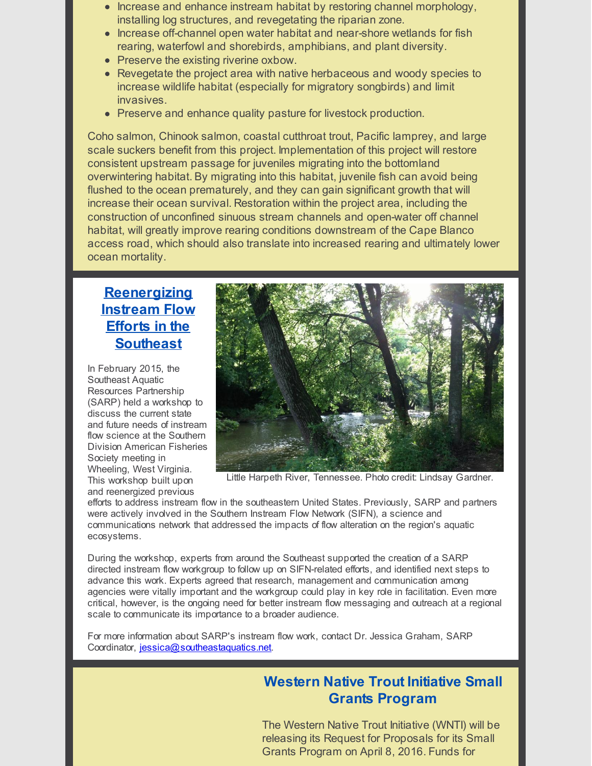- Increase and enhance instream habitat by restoring channel morphology, installing log structures, and revegetating the riparian zone.
- Increase off-channel open water habitat and near-shore wetlands for fish rearing, waterfowl and shorebirds, amphibians, and plant diversity.
- Preserve the existing riverine oxbow.
- Revegetate the project area with native herbaceous and woody species to increase wildlife habitat (especially for migratory songbirds) and limit invasives.
- Preserve and enhance quality pasture for livestock production.

Coho salmon, Chinook salmon, coastal cutthroat trout, Pacific lamprey, and large scale suckers benefit from this project. Implementation of this project will restore consistent upstream passage for juveniles migrating into the bottomland overwintering habitat. By migrating into this habitat, juvenile fish can avoid being flushed to the ocean prematurely, and they can gain significant growth that will increase their ocean survival. Restoration within the project area, including the construction of unconfined sinuous stream channels and open-water off channel habitat, will greatly improve rearing conditions downstream of the Cape Blanco access road, which should also translate into increased rearing and ultimately lower ocean mortality.

## Reenergizing Instream Flow Efforts in the Southeast

Little Harpeth River, Tennessee. Photo credit: Lindsay Gardner.

In February 2015, the Southeast Aquatic Resources Partnership (SARP) held a workshop to discuss the current state and future needs of instream flow science at the Southern Division American Fisheries Society meeting in Wheeling, West Virginia. This workshop built upon and reenergized previous efforts to address instream flow in the southeastern United States. Previously, SARP and partners were actively involved in the Southern Instream Flow Network (SIFN), a science and communications network that addressed the impacts of flow alteration on the region's aquatic ecosystems.

During the workshop, experts from around the Southeast supported the creation of a SARP directed instream flow workgroup to follow up on SIFN-related efforts, and identified next steps to advance this work. Experts agreed that research, management and communication among agencies were vitally important and the workgroup could play in key role in facilitation. Even more critical, however, is the ongoing need for better instream flow messaging and outreach at a regional scale to communicate its importance to a broader audience.

For more information about SARP's instream flow work, contact Dr. Jessica Graham, SARP Coordinator, jessica@southeastaquatics.net.

## Western Native Trout Initiative Small Grants Program

The Western Native Trout Initiative (WNTI) will be releasing its Request for Proposals for its Small Grants Program on April 8, 2016. Funds for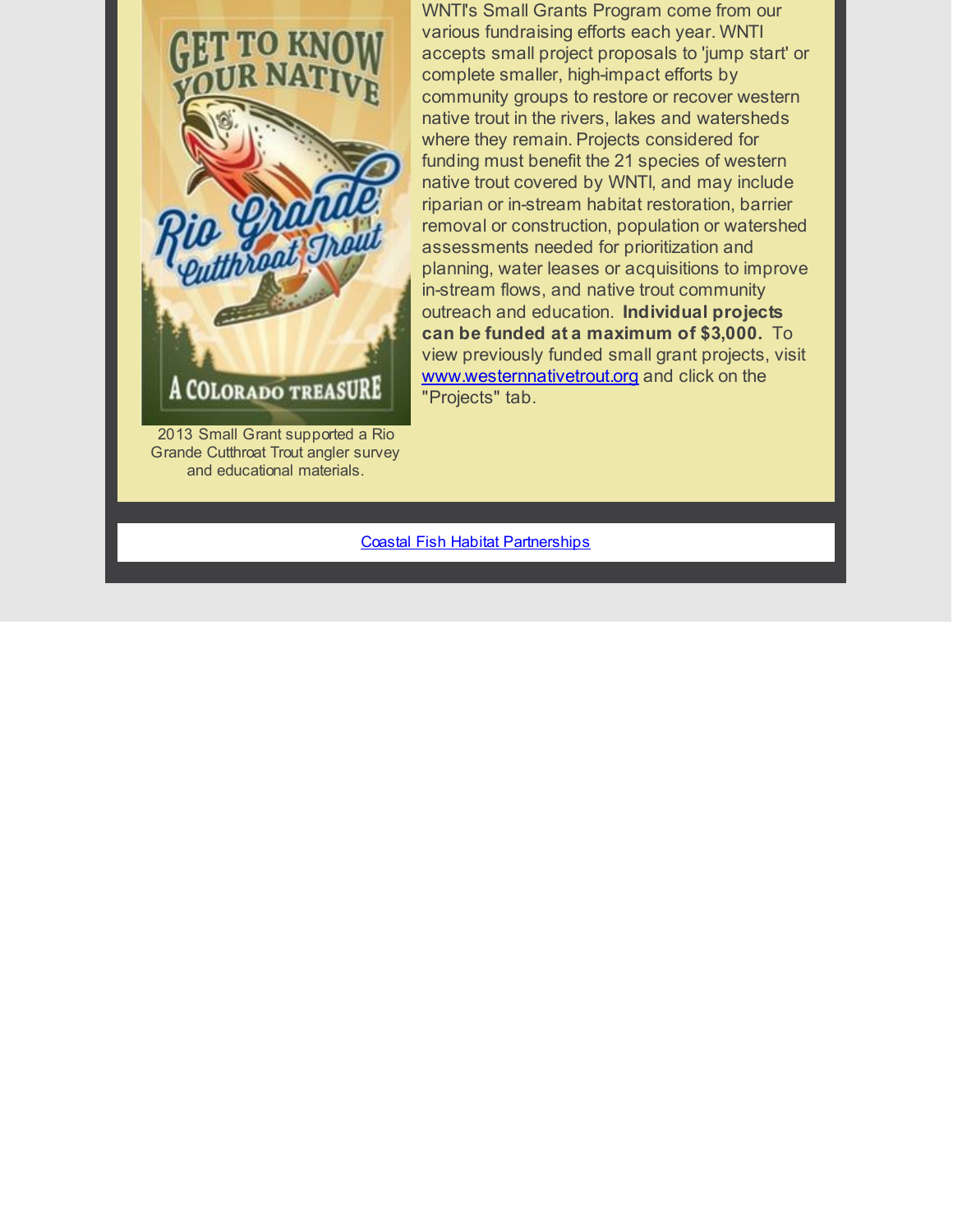WNTI's Small Grants Program come from our various fundraising efforts each year. WNTI accepts small project proposals to 'jump start' or complete smaller, high-impact efforts by community groups to restore or recover western native trout in the rivers, lakes and watersheds where they remain. Projects considered for funding must benefit the 21 species of western native trout covered by WNTI, and may include riparian or in-stream habitat restoration, barrier removal or construction, population or watershed assessments needed for prioritization and planning, water leases or acquisitions to improve in-stream flows, and native trout community outreach and education. **Individual projects can be funded at a maximum of $3,000.** To view previously funded small grant projects, visit [www.westernnativetrout.org](http://www.westernnativetrout.org) and click on the "Projects" tab.

2013 Small Grant supported a Rio Grande Cutthroat Trout angler survey and educational materials.

Coastal Fish Habitat Partnerships